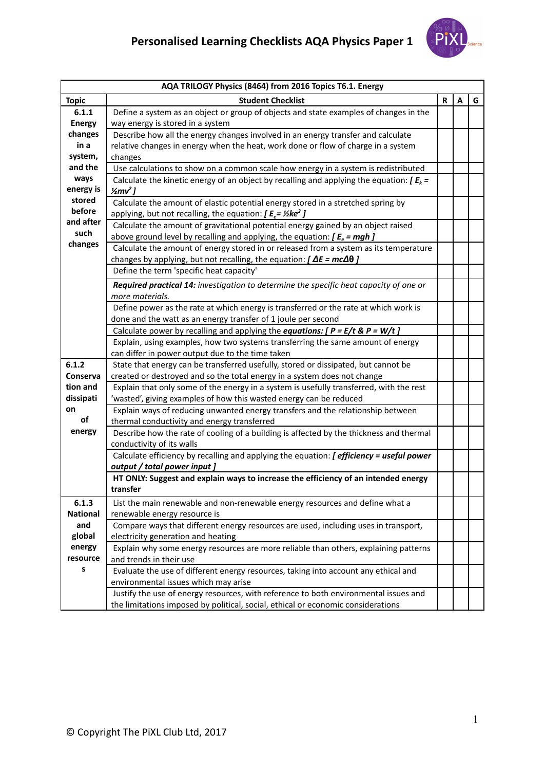# Personalised Learning Checklists AQA Physics Paper 1

| AQA TRILOGY Physics (8464) from 2016 Topics T6.1. Energy | | | | |
|---|---|---|---|---|
| **Topic** | **Student Checklist** | **R** | **A** | **G** |
| **6.1.1 Energy changes in a system, and the ways energy is stored before and after such changes** | Define a system as an object or group of objects and state examples of changes in the way energy is stored in a system | | | |
| | Describe how all the energy changes involved in an energy transfer and calculate relative changes in energy when the heat, work done or flow of charge in a system changes | | | |
| | Use calculations to show on a common scale how energy in a system is redistributed | | | |
| | Calculate the kinetic energy of an object by recalling and applying the equation: ***[ $E_k = ½mv^2$ ]*** | | | |
| | Calculate the amount of elastic potential energy stored in a stretched spring by applying, but not recalling, the equation: ***[ $E_e = ½ke^2$ ]*** | | | |
| | Calculate the amount of gravitational potential energy gained by an object raised above ground level by recalling and applying, the equation: ***[ $E_e = mgh$ ]*** | | | |
| | Calculate the amount of energy stored in or released from a system as its temperature changes by applying, but not recalling, the equation: ***[ $ΔE = mcΔθ$ ]*** | | | |
| | Define the term 'specific heat capacity' | | | |
| | ***Required practical 14:*** *investigation to determine the specific heat capacity of one or more materials.* | | | |
| | Define power as the rate at which energy is transferred or the rate at which work is done and the watt as an energy transfer of 1 joule per second | | | |
| | Calculate power by recalling and applying the ***equations: [ $P = E/t$ & $P = W/t$ ]*** | | | |
| | Explain, using examples, how two systems transferring the same amount of energy can differ in power output due to the time taken | | | |
| **6.1.2 Conservation and dissipation of energy** | State that energy can be transferred usefully, stored or dissipated, but cannot be created or destroyed and so the total energy in a system does not change | | | |
| | Explain that only some of the energy in a system is usefully transferred, with the rest 'wasted', giving examples of how this wasted energy can be reduced | | | |
| | Explain ways of reducing unwanted energy transfers and the relationship between thermal conductivity and energy transferred | | | |
| | Describe how the rate of cooling of a building is affected by the thickness and thermal conductivity of its walls | | | |
| | Calculate efficiency by recalling and applying the equation: ***[ efficiency = useful power output / total power input ]*** | | | |
| | **HT ONLY: Suggest and explain ways to increase the efficiency of an intended energy transfer** | | | |
| **6.1.3 National and global energy resources** | List the main renewable and non-renewable energy resources and define what a renewable energy resource is | | | |
| | Compare ways that different energy resources are used, including uses in transport, electricity generation and heating | | | |
| | Explain why some energy resources are more reliable than others, explaining patterns and trends in their use | | | |
| | Evaluate the use of different energy resources, taking into account any ethical and environmental issues which may arise | | | |
| | Justify the use of energy resources, with reference to both environmental issues and the limitations imposed by political, social, ethical or economic considerations | | | |

© Copyright The PiXL Club Ltd, 2017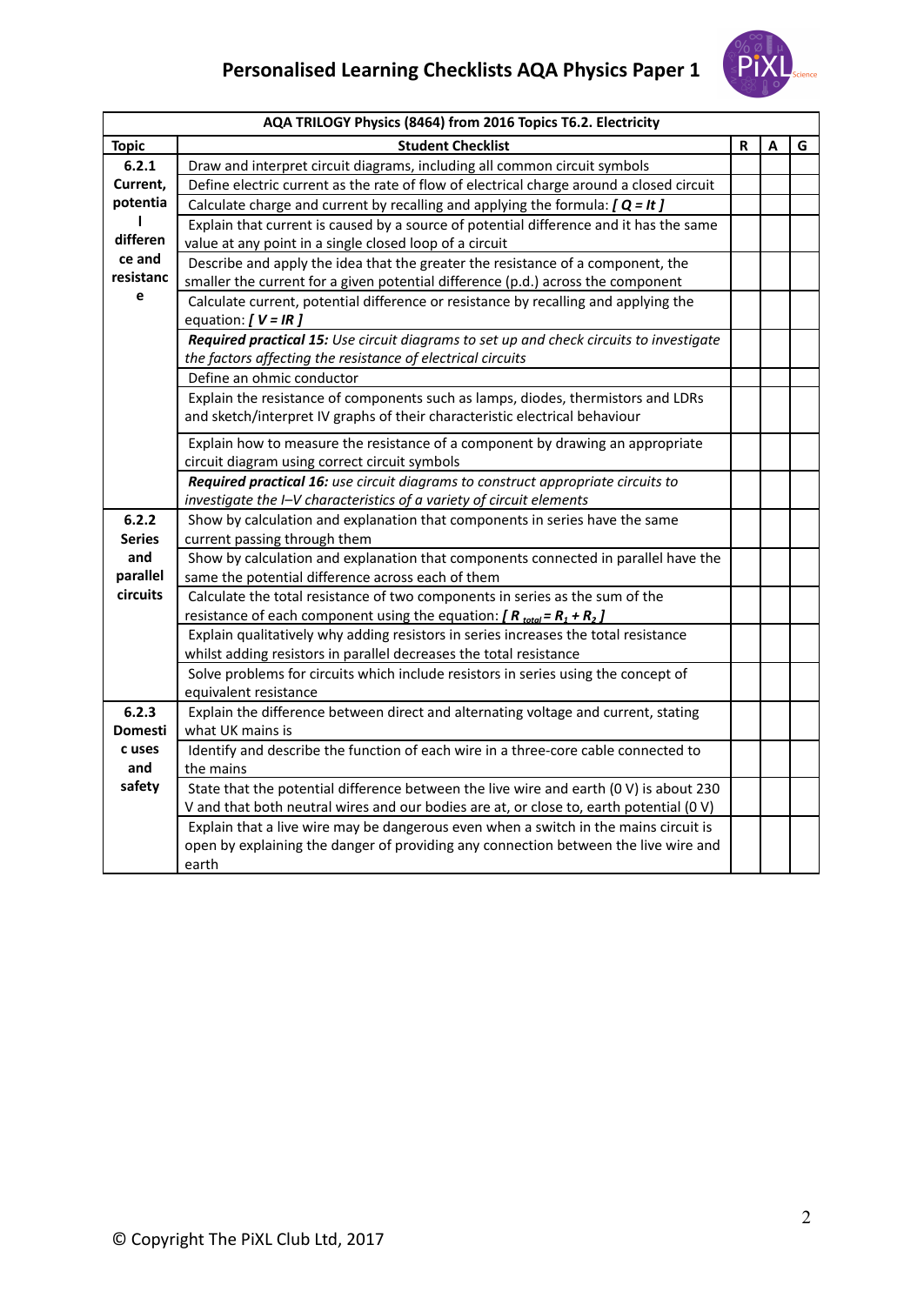# Personalised Learning Checklists AQA Physics Paper 1

| AQA TRILOGY Physics (8464) from 2016 Topics T6.2. Electricity | | | | |
|---|---|---|---|---|
| **Topic** | **Student Checklist** | **R** | **A** | **G** |
| **6.2.1 Current, potential difference and resistance** | Draw and interpret circuit diagrams, including all common circuit symbols | | | |
| | Define electric current as the rate of flow of electrical charge around a closed circuit | | | |
| | Calculate charge and current by recalling and applying the formula: ***[ $Q = It$ ]*** | | | |
| | Explain that current is caused by a source of potential difference and it has the same value at any point in a single closed loop of a circuit | | | |
| | Describe and apply the idea that the greater the resistance of a component, the smaller the current for a given potential difference (p.d.) across the component | | | |
| | Calculate current, potential difference or resistance by recalling and applying the equation: ***[ $V = IR$ ]*** | | | |
| | ***Required practical 15:*** *Use circuit diagrams to set up and check circuits to investigate the factors affecting the resistance of electrical circuits* | | | |
| | Define an ohmic conductor | | | |
| | Explain the resistance of components such as lamps, diodes, thermistors and LDRs and sketch/interpret IV graphs of their characteristic electrical behaviour | | | |
| | Explain how to measure the resistance of a component by drawing an appropriate circuit diagram using correct circuit symbols | | | |
| | ***Required practical 16:*** *use circuit diagrams to construct appropriate circuits to investigate the I–V characteristics of a variety of circuit elements* | | | |
| **6.2.2 Series and parallel circuits** | Show by calculation and explanation that components in series have the same current passing through them | | | |
| | Show by calculation and explanation that components connected in parallel have the same the potential difference across each of them | | | |
| | Calculate the total resistance of two components in series as the sum of the resistance of each component using the equation: ***[ $R_{total} = R_1 + R_2$ ]*** | | | |
| | Explain qualitatively why adding resistors in series increases the total resistance whilst adding resistors in parallel decreases the total resistance | | | |
| | Solve problems for circuits which include resistors in series using the concept of equivalent resistance | | | |
| **6.2.3 Domestic uses and safety** | Explain the difference between direct and alternating voltage and current, stating what UK mains is | | | |
| | Identify and describe the function of each wire in a three-core cable connected to the mains | | | |
| | State that the potential difference between the live wire and earth (0 V) is about 230 V and that both neutral wires and our bodies are at, or close to, earth potential (0 V) | | | |
| | Explain that a live wire may be dangerous even when a switch in the mains circuit is open by explaining the danger of providing any connection between the live wire and earth | | | |

© Copyright The PiXL Club Ltd, 2017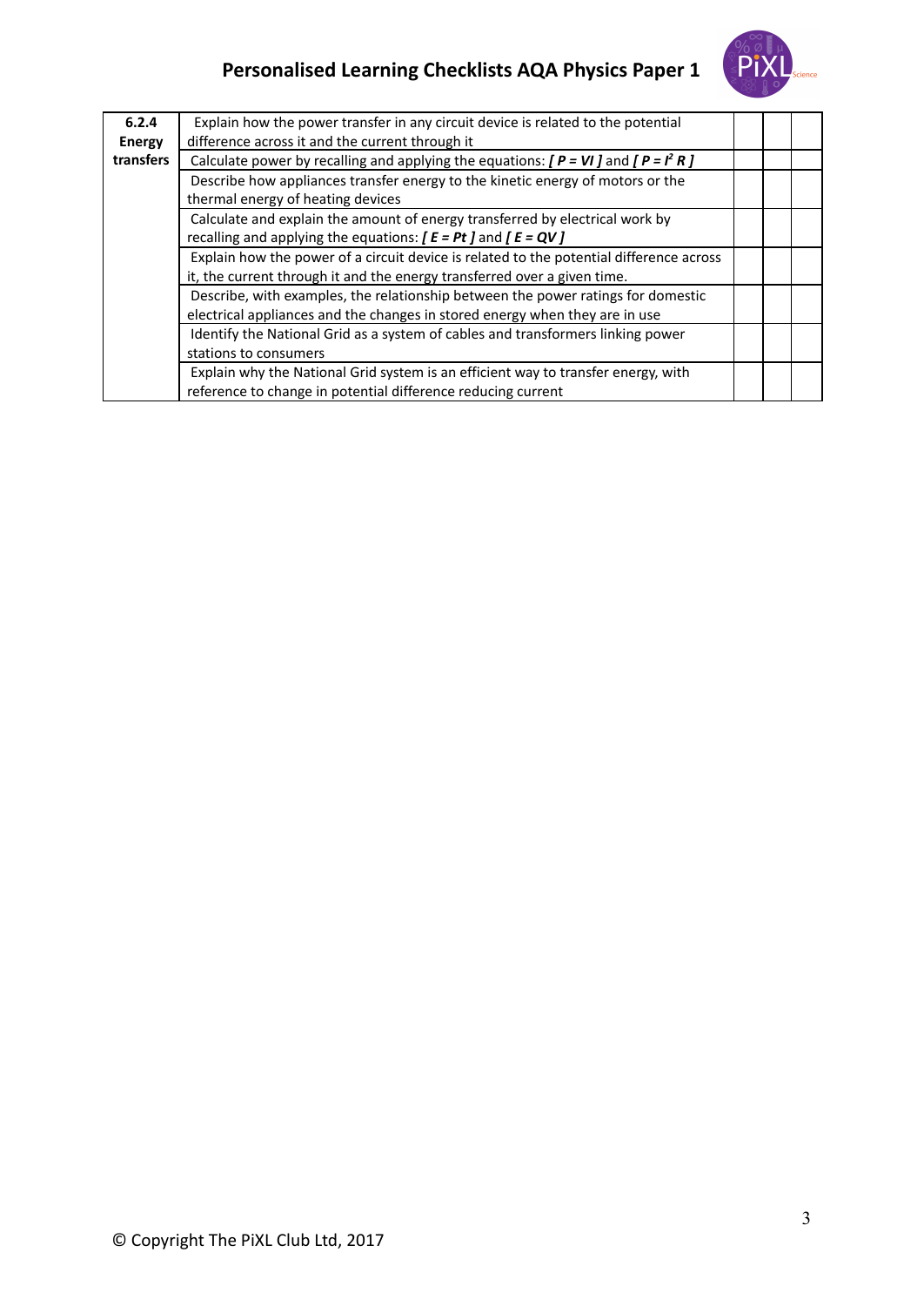| 6.2.4 Energy transfers | Explain how the power transfer in any circuit device is related to the potential difference across it and the current through it | | | |
|---|---|---|---|---|
| | Calculate power by recalling and applying the equations: ***[ $P = VI$ ]*** and ***[ $P = I^2 R$ ]*** | | | |
| | Describe how appliances transfer energy to the kinetic energy of motors or the thermal energy of heating devices | | | |
| | Calculate and explain the amount of energy transferred by electrical work by recalling and applying the equations: ***[ $E = Pt$ ]*** and ***[ $E = QV$ ]*** | | | |
| | Explain how the power of a circuit device is related to the potential difference across it, the current through it and the energy transferred over a given time. | | | |
| | Describe, with examples, the relationship between the power ratings for domestic electrical appliances and the changes in stored energy when they are in use | | | |
| | Identify the National Grid as a system of cables and transformers linking power stations to consumers | | | |
| | Explain why the National Grid system is an efficient way to transfer energy, with reference to change in potential difference reducing current | | | |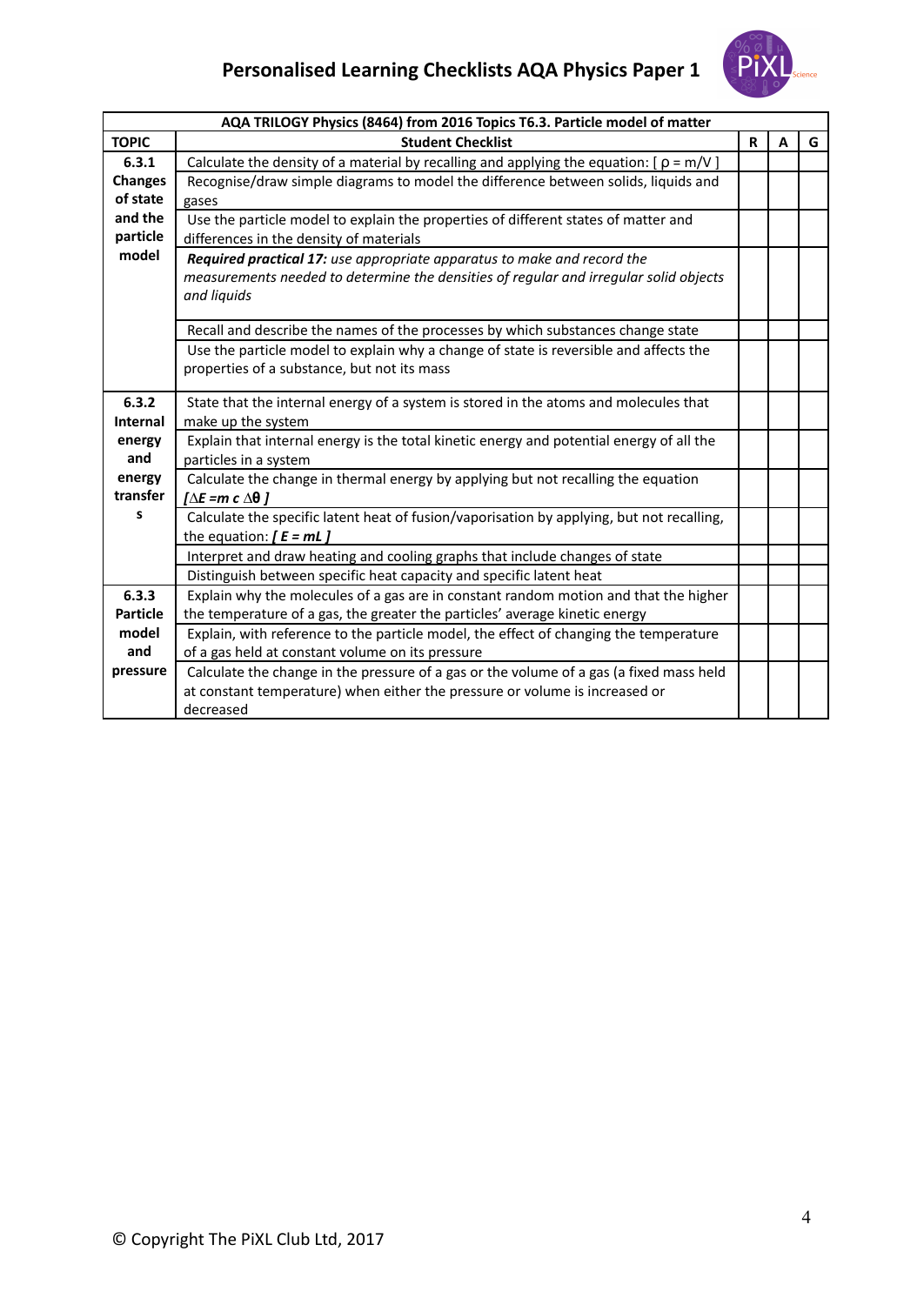# Personalised Learning Checklists AQA Physics Paper 1

| AQA TRILOGY Physics (8464) from 2016 Topics T6.3. Particle model of matter | | | | |
|---|---|---|---|---|
| **TOPIC** | **Student Checklist** | **R** | **A** | **G** |
| **6.3.1 Changes of state and the particle model** | Calculate the density of a material by recalling and applying the equation: [ $\rho = m/V$ ] | | | |
| | Recognise/draw simple diagrams to model the difference between solids, liquids and gases | | | |
| | Use the particle model to explain the properties of different states of matter and differences in the density of materials | | | |
| | ***Required practical 17:*** *use appropriate apparatus to make and record the measurements needed to determine the densities of regular and irregular solid objects and liquids* | | | |
| | Recall and describe the names of the processes by which substances change state | | | |
| | Use the particle model to explain why a change of state is reversible and affects the properties of a substance, but not its mass | | | |
| **6.3.2 Internal energy and energy transfers** | State that the internal energy of a system is stored in the atoms and molecules that make up the system | | | |
| | Explain that internal energy is the total kinetic energy and potential energy of all the particles in a system | | | |
| | Calculate the change in thermal energy by applying but not recalling the equation [$\Delta E = m\, c\, \Delta\theta$] | | | |
| | Calculate the specific latent heat of fusion/vaporisation by applying, but not recalling, the equation: [$E = mL$] | | | |
| | Interpret and draw heating and cooling graphs that include changes of state | | | |
| | Distinguish between specific heat capacity and specific latent heat | | | |
| **6.3.3 Particle model and pressure** | Explain why the molecules of a gas are in constant random motion and that the higher the temperature of a gas, the greater the particles' average kinetic energy | | | |
| | Explain, with reference to the particle model, the effect of changing the temperature of a gas held at constant volume on its pressure | | | |
| | Calculate the change in the pressure of a gas or the volume of a gas (a fixed mass held at constant temperature) when either the pressure or volume is increased or decreased | | | |

© Copyright The PiXL Club Ltd, 2017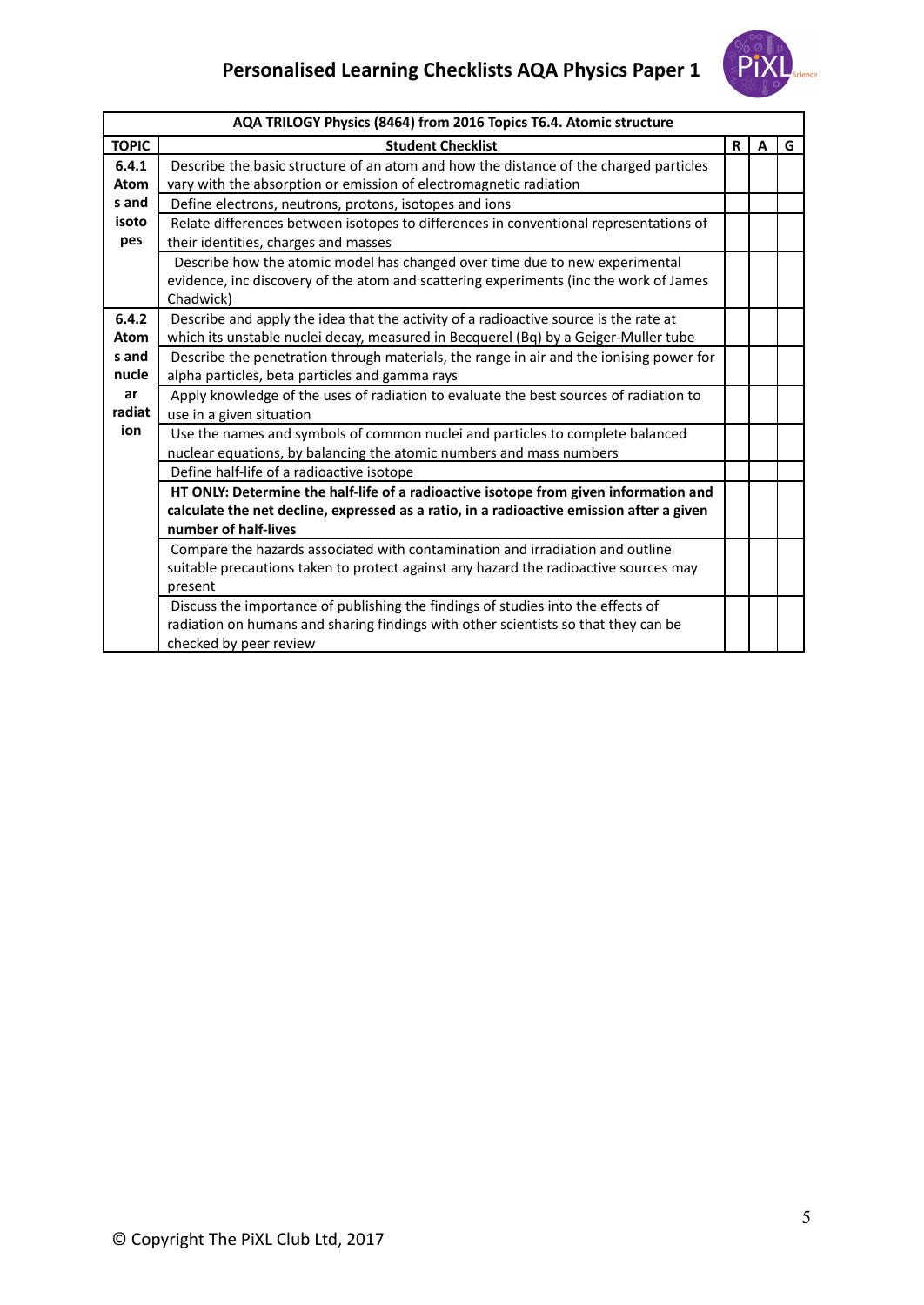# Personalised Learning Checklists AQA Physics Paper 1

| AQA TRILOGY Physics (8464) from 2016 Topics T6.4. Atomic structure | | | | |
|---|---|---|---|---|
| **TOPIC** | **Student Checklist** | **R** | **A** | **G** |
| **6.4.1 Atoms and isotopes** | Describe the basic structure of an atom and how the distance of the charged particles vary with the absorption or emission of electromagnetic radiation | | | |
| | Define electrons, neutrons, protons, isotopes and ions | | | |
| | Relate differences between isotopes to differences in conventional representations of their identities, charges and masses | | | |
| | Describe how the atomic model has changed over time due to new experimental evidence, inc discovery of the atom and scattering experiments (inc the work of James Chadwick) | | | |
| **6.4.2 Atoms and nuclear radiation** | Describe and apply the idea that the activity of a radioactive source is the rate at which its unstable nuclei decay, measured in Becquerel (Bq) by a Geiger-Muller tube | | | |
| | Describe the penetration through materials, the range in air and the ionising power for alpha particles, beta particles and gamma rays | | | |
| | Apply knowledge of the uses of radiation to evaluate the best sources of radiation to use in a given situation | | | |
| | Use the names and symbols of common nuclei and particles to complete balanced nuclear equations, by balancing the atomic numbers and mass numbers | | | |
| | Define half-life of a radioactive isotope | | | |
| | **HT ONLY: Determine the half-life of a radioactive isotope from given information and calculate the net decline, expressed as a ratio, in a radioactive emission after a given number of half-lives** | | | |
| | Compare the hazards associated with contamination and irradiation and outline suitable precautions taken to protect against any hazard the radioactive sources may present | | | |
| | Discuss the importance of publishing the findings of studies into the effects of radiation on humans and sharing findings with other scientists so that they can be checked by peer review | | | |

© Copyright The PiXL Club Ltd, 2017